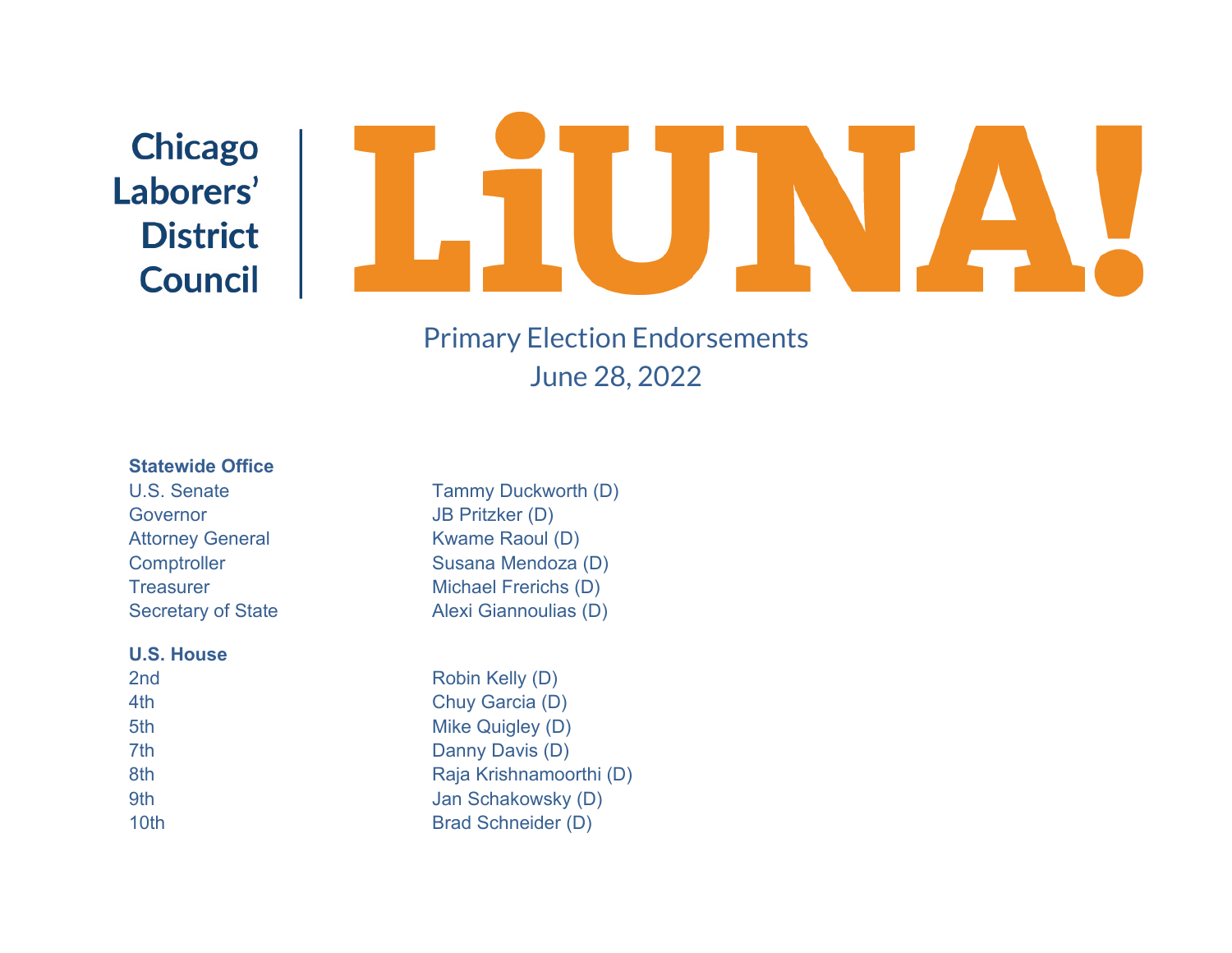# Chicago Laborers' District Council | LiUNA!

## Primary Election Endorsements
## June 28, 2022

**Statewide Office**

| | |
|---|---|
| U.S. Senate | Tammy Duckworth (D) |
| Governor | JB Pritzker (D) |
| Attorney General | Kwame Raoul (D) |
| Comptroller | Susana Mendoza (D) |
| Treasurer | Michael Frerichs (D) |
| Secretary of State | Alexi Giannoulias (D) |

**U.S. House**

| | |
|---|---|
| 2nd | Robin Kelly (D) |
| 4th | Chuy Garcia (D) |
| 5th | Mike Quigley (D) |
| 7th | Danny Davis (D) |
| 8th | Raja Krishnamoorthi (D) |
| 9th | Jan Schakowsky (D) |
| 10th | Brad Schneider (D) |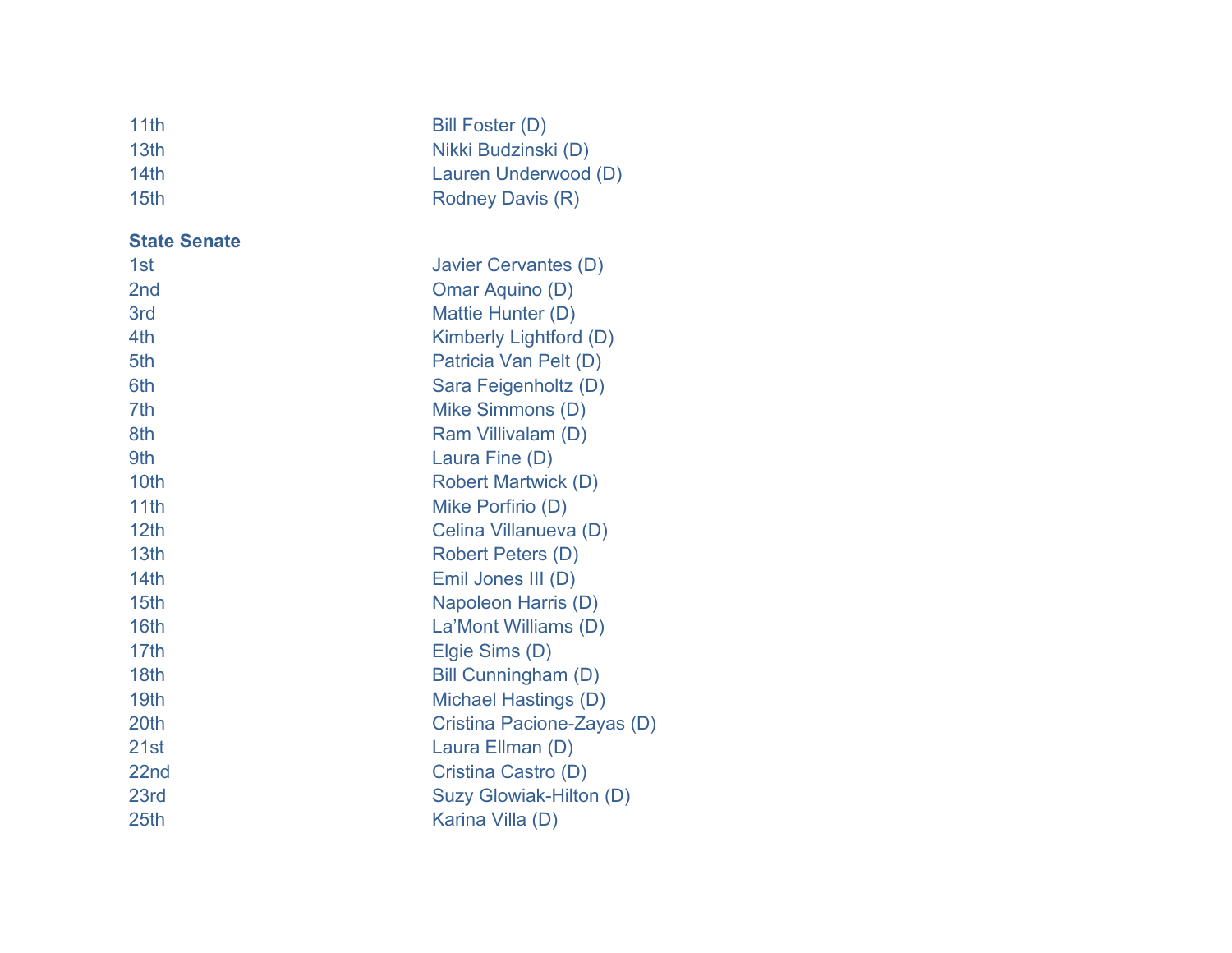| | |
|---|---|
| 11th | Bill Foster (D) |
| 13th | Nikki Budzinski (D) |
| 14th | Lauren Underwood (D) |
| 15th | Rodney Davis (R) |

**State Senate**

| | |
|---|---|
| 1st | Javier Cervantes (D) |
| 2nd | Omar Aquino (D) |
| 3rd | Mattie Hunter (D) |
| 4th | Kimberly Lightford (D) |
| 5th | Patricia Van Pelt (D) |
| 6th | Sara Feigenholtz (D) |
| 7th | Mike Simmons (D) |
| 8th | Ram Villivalam (D) |
| 9th | Laura Fine (D) |
| 10th | Robert Martwick (D) |
| 11th | Mike Porfirio (D) |
| 12th | Celina Villanueva (D) |
| 13th | Robert Peters (D) |
| 14th | Emil Jones III (D) |
| 15th | Napoleon Harris (D) |
| 16th | La'Mont Williams (D) |
| 17th | Elgie Sims (D) |
| 18th | Bill Cunningham (D) |
| 19th | Michael Hastings (D) |
| 20th | Cristina Pacione-Zayas (D) |
| 21st | Laura Ellman (D) |
| 22nd | Cristina Castro (D) |
| 23rd | Suzy Glowiak-Hilton (D) |
| 25th | Karina Villa (D) |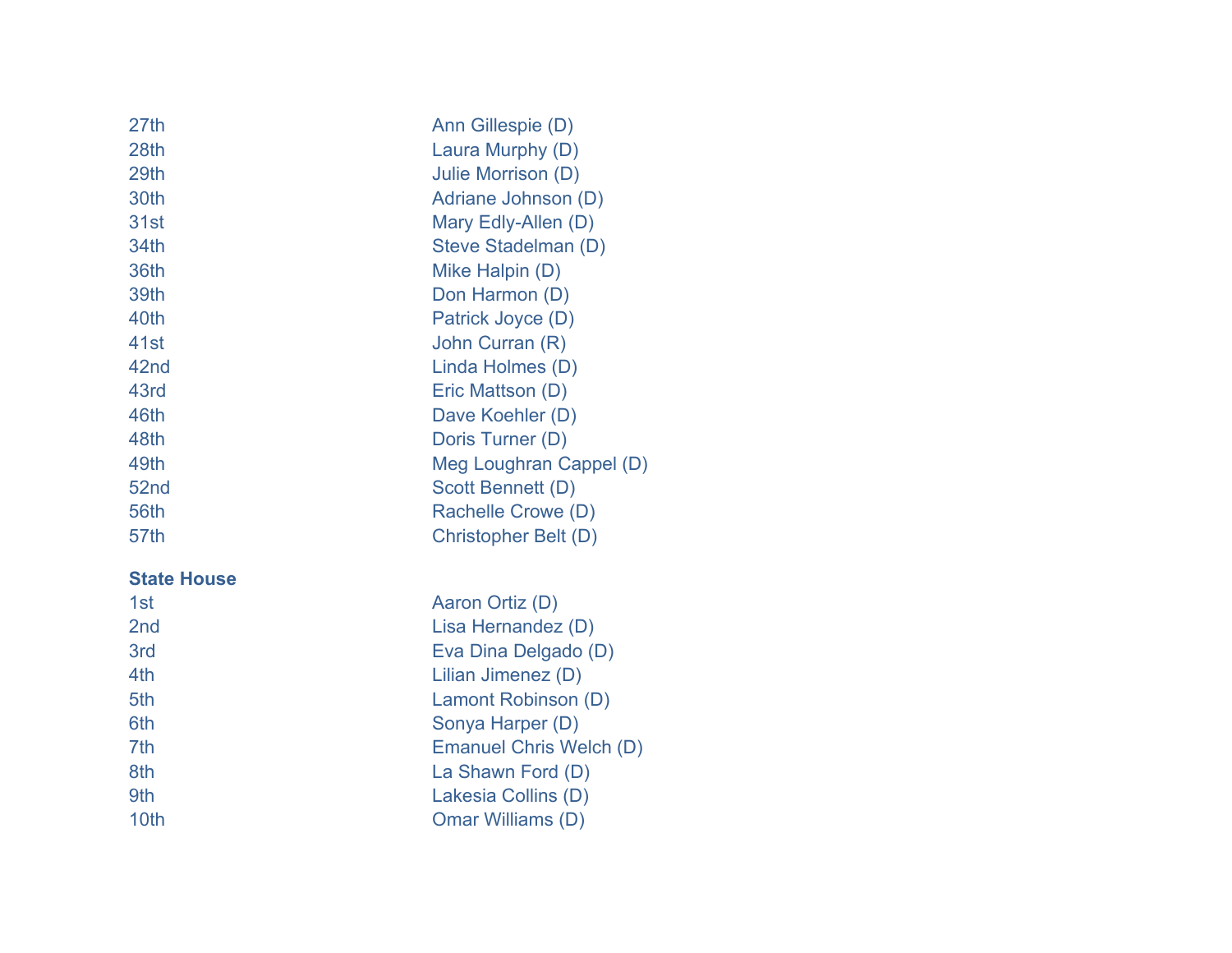| | |
|---|---|
| 27th | Ann Gillespie (D) |
| 28th | Laura Murphy (D) |
| 29th | Julie Morrison (D) |
| 30th | Adriane Johnson (D) |
| 31st | Mary Edly-Allen (D) |
| 34th | Steve Stadelman (D) |
| 36th | Mike Halpin (D) |
| 39th | Don Harmon (D) |
| 40th | Patrick Joyce (D) |
| 41st | John Curran (R) |
| 42nd | Linda Holmes (D) |
| 43rd | Eric Mattson (D) |
| 46th | Dave Koehler (D) |
| 48th | Doris Turner (D) |
| 49th | Meg Loughran Cappel (D) |
| 52nd | Scott Bennett (D) |
| 56th | Rachelle Crowe (D) |
| 57th | Christopher Belt (D) |

**State House**

| | |
|---|---|
| 1st | Aaron Ortiz (D) |
| 2nd | Lisa Hernandez (D) |
| 3rd | Eva Dina Delgado (D) |
| 4th | Lilian Jimenez (D) |
| 5th | Lamont Robinson (D) |
| 6th | Sonya Harper (D) |
| 7th | Emanuel Chris Welch (D) |
| 8th | La Shawn Ford (D) |
| 9th | Lakesia Collins (D) |
| 10th | Omar Williams (D) |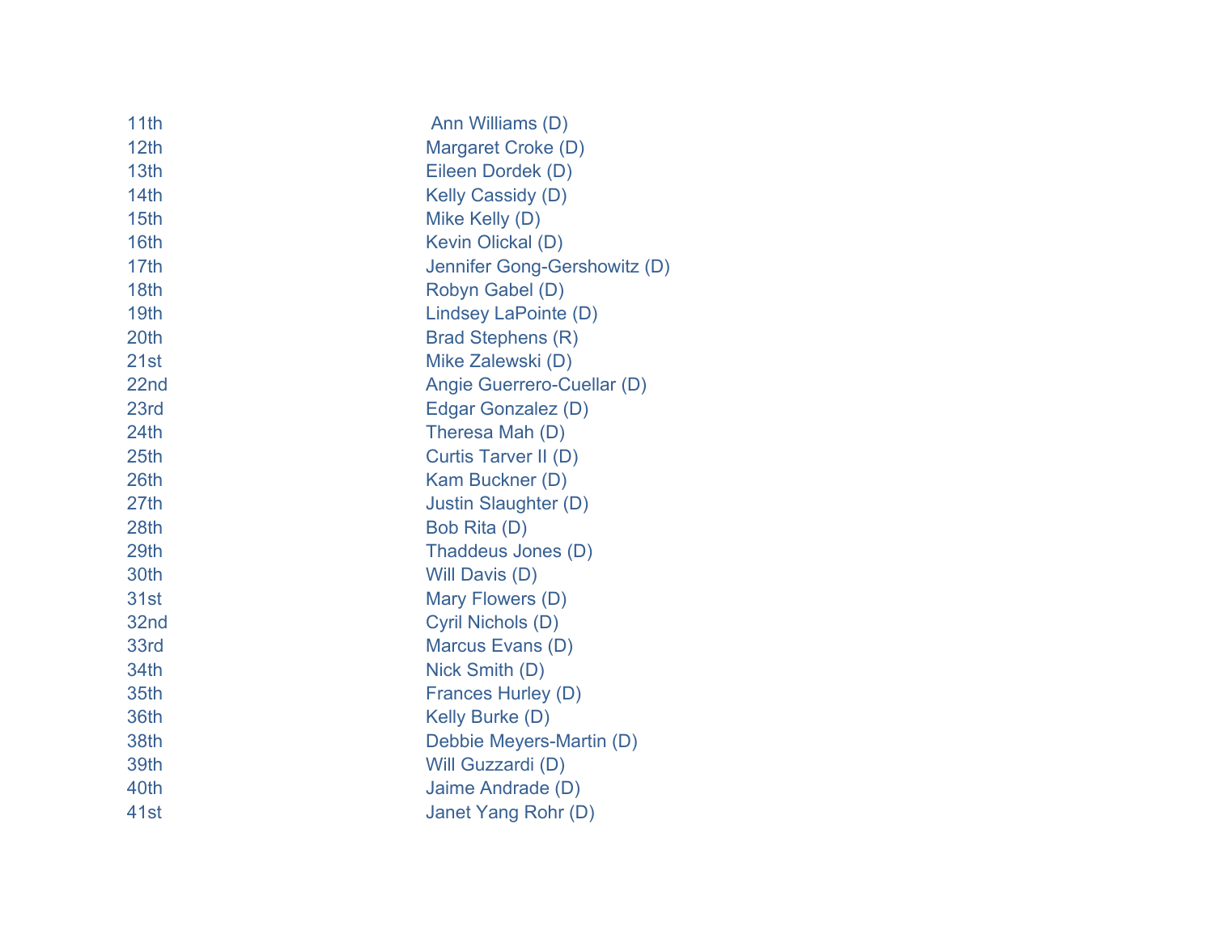| | |
|---|---|
| 11th | Ann Williams (D) |
| 12th | Margaret Croke (D) |
| 13th | Eileen Dordek (D) |
| 14th | Kelly Cassidy (D) |
| 15th | Mike Kelly (D) |
| 16th | Kevin Olickal (D) |
| 17th | Jennifer Gong-Gershowitz (D) |
| 18th | Robyn Gabel (D) |
| 19th | Lindsey LaPointe (D) |
| 20th | Brad Stephens (R) |
| 21st | Mike Zalewski (D) |
| 22nd | Angie Guerrero-Cuellar (D) |
| 23rd | Edgar Gonzalez (D) |
| 24th | Theresa Mah (D) |
| 25th | Curtis Tarver II (D) |
| 26th | Kam Buckner (D) |
| 27th | Justin Slaughter (D) |
| 28th | Bob Rita (D) |
| 29th | Thaddeus Jones (D) |
| 30th | Will Davis (D) |
| 31st | Mary Flowers (D) |
| 32nd | Cyril Nichols (D) |
| 33rd | Marcus Evans (D) |
| 34th | Nick Smith (D) |
| 35th | Frances Hurley (D) |
| 36th | Kelly Burke (D) |
| 38th | Debbie Meyers-Martin (D) |
| 39th | Will Guzzardi (D) |
| 40th | Jaime Andrade (D) |
| 41st | Janet Yang Rohr (D) |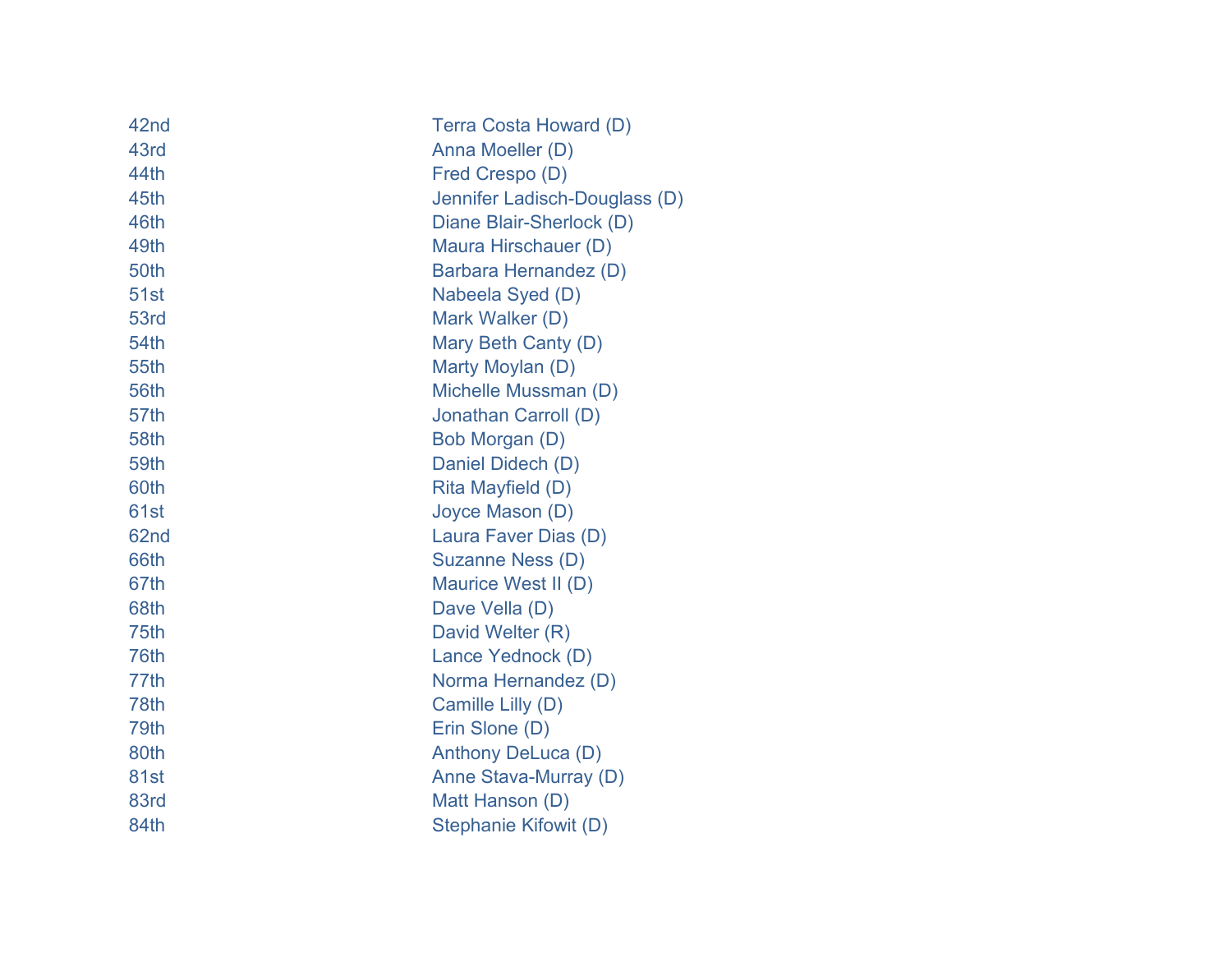| | |
|---|---|
| 42nd | Terra Costa Howard (D) |
| 43rd | Anna Moeller (D) |
| 44th | Fred Crespo (D) |
| 45th | Jennifer Ladisch-Douglass (D) |
| 46th | Diane Blair-Sherlock (D) |
| 49th | Maura Hirschauer (D) |
| 50th | Barbara Hernandez (D) |
| 51st | Nabeela Syed (D) |
| 53rd | Mark Walker (D) |
| 54th | Mary Beth Canty (D) |
| 55th | Marty Moylan (D) |
| 56th | Michelle Mussman (D) |
| 57th | Jonathan Carroll (D) |
| 58th | Bob Morgan (D) |
| 59th | Daniel Didech (D) |
| 60th | Rita Mayfield (D) |
| 61st | Joyce Mason (D) |
| 62nd | Laura Faver Dias (D) |
| 66th | Suzanne Ness (D) |
| 67th | Maurice West II (D) |
| 68th | Dave Vella (D) |
| 75th | David Welter (R) |
| 76th | Lance Yednock (D) |
| 77th | Norma Hernandez (D) |
| 78th | Camille Lilly (D) |
| 79th | Erin Slone (D) |
| 80th | Anthony DeLuca (D) |
| 81st | Anne Stava-Murray (D) |
| 83rd | Matt Hanson (D) |
| 84th | Stephanie Kifowit (D) |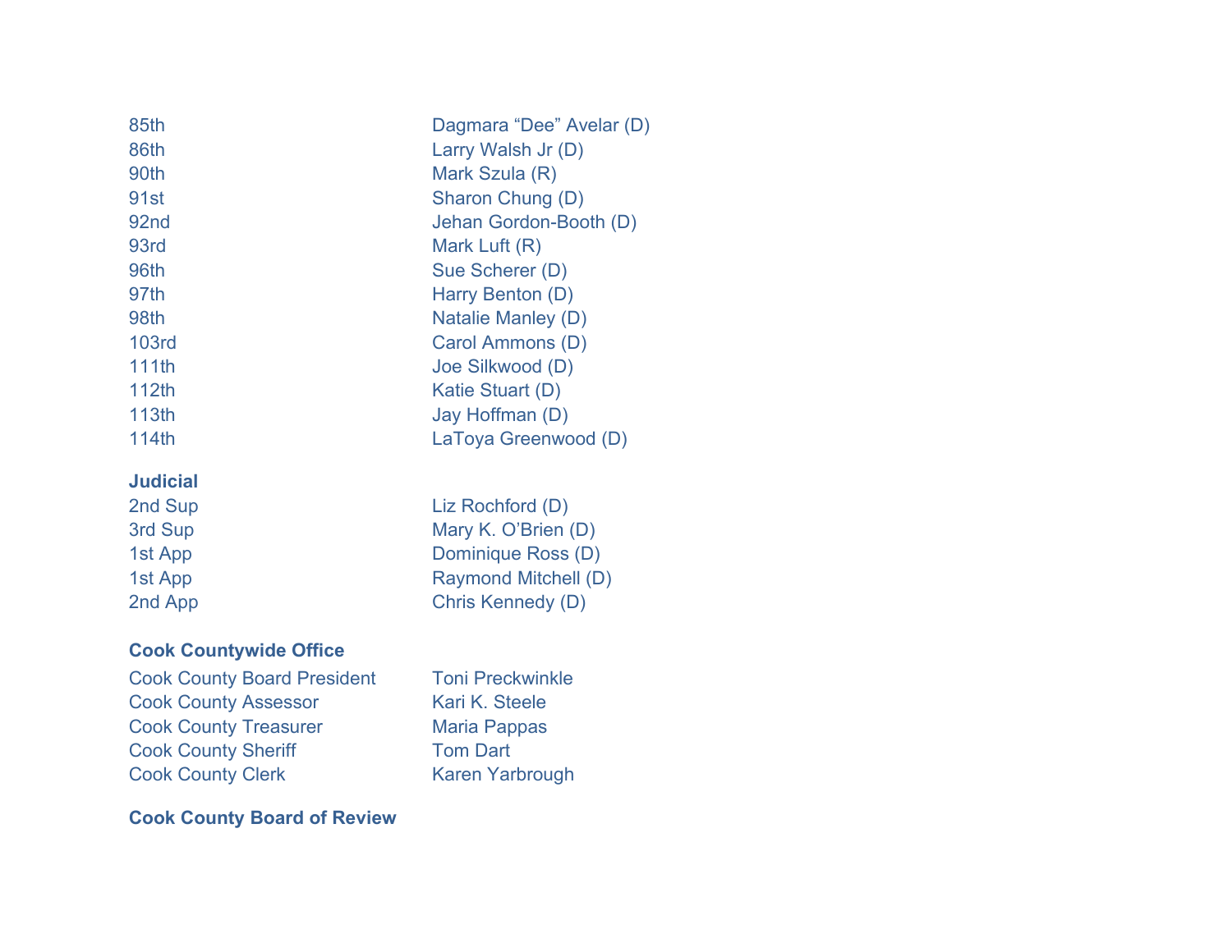| | |
|---|---|
| 85th | Dagmara “Dee” Avelar (D) |
| 86th | Larry Walsh Jr (D) |
| 90th | Mark Szula (R) |
| 91st | Sharon Chung (D) |
| 92nd | Jehan Gordon-Booth (D) |
| 93rd | Mark Luft (R) |
| 96th | Sue Scherer (D) |
| 97th | Harry Benton (D) |
| 98th | Natalie Manley (D) |
| 103rd | Carol Ammons (D) |
| 111th | Joe Silkwood (D) |
| 112th | Katie Stuart (D) |
| 113th | Jay Hoffman (D) |
| 114th | LaToya Greenwood (D) |

**Judicial**

| | |
|---|---|
| 2nd Sup | Liz Rochford (D) |
| 3rd Sup | Mary K. O’Brien (D) |
| 1st App | Dominique Ross (D) |
| 1st App | Raymond Mitchell (D) |
| 2nd App | Chris Kennedy (D) |

**Cook Countywide Office**

| | |
|---|---|
| Cook County Board President | Toni Preckwinkle |
| Cook County Assessor | Kari K. Steele |
| Cook County Treasurer | Maria Pappas |
| Cook County Sheriff | Tom Dart |
| Cook County Clerk | Karen Yarbrough |

**Cook County Board of Review**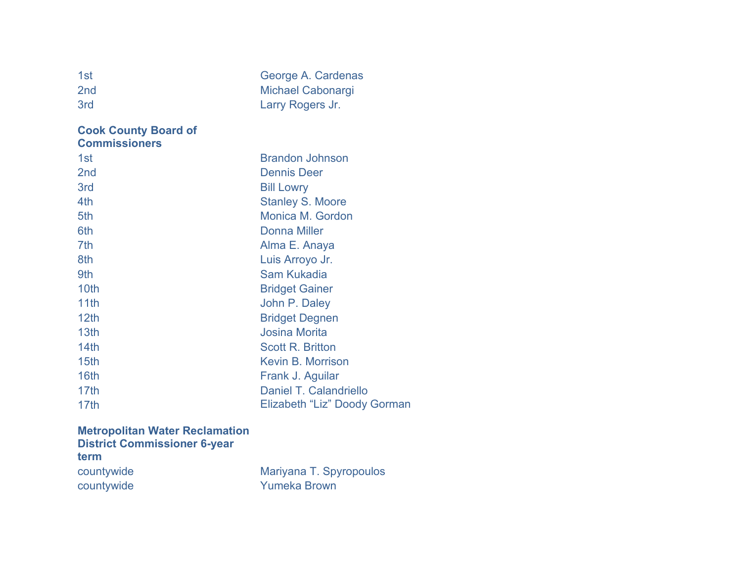| | |
|---|---|
| 1st | George A. Cardenas |
| 2nd | Michael Cabonargi |
| 3rd | Larry Rogers Jr. |

**Cook County Board of Commissioners**

| | |
|---|---|
| 1st | Brandon Johnson |
| 2nd | Dennis Deer |
| 3rd | Bill Lowry |
| 4th | Stanley S. Moore |
| 5th | Monica M. Gordon |
| 6th | Donna Miller |
| 7th | Alma E. Anaya |
| 8th | Luis Arroyo Jr. |
| 9th | Sam Kukadia |
| 10th | Bridget Gainer |
| 11th | John P. Daley |
| 12th | Bridget Degnen |
| 13th | Josina Morita |
| 14th | Scott R. Britton |
| 15th | Kevin B. Morrison |
| 16th | Frank J. Aguilar |
| 17th | Daniel T. Calandriello |
| 17th | Elizabeth “Liz” Doody Gorman |

**Metropolitan Water Reclamation District Commissioner 6-year term**

| | |
|---|---|
| countywide | Mariyana T. Spyropoulos |
| countywide | Yumeka Brown |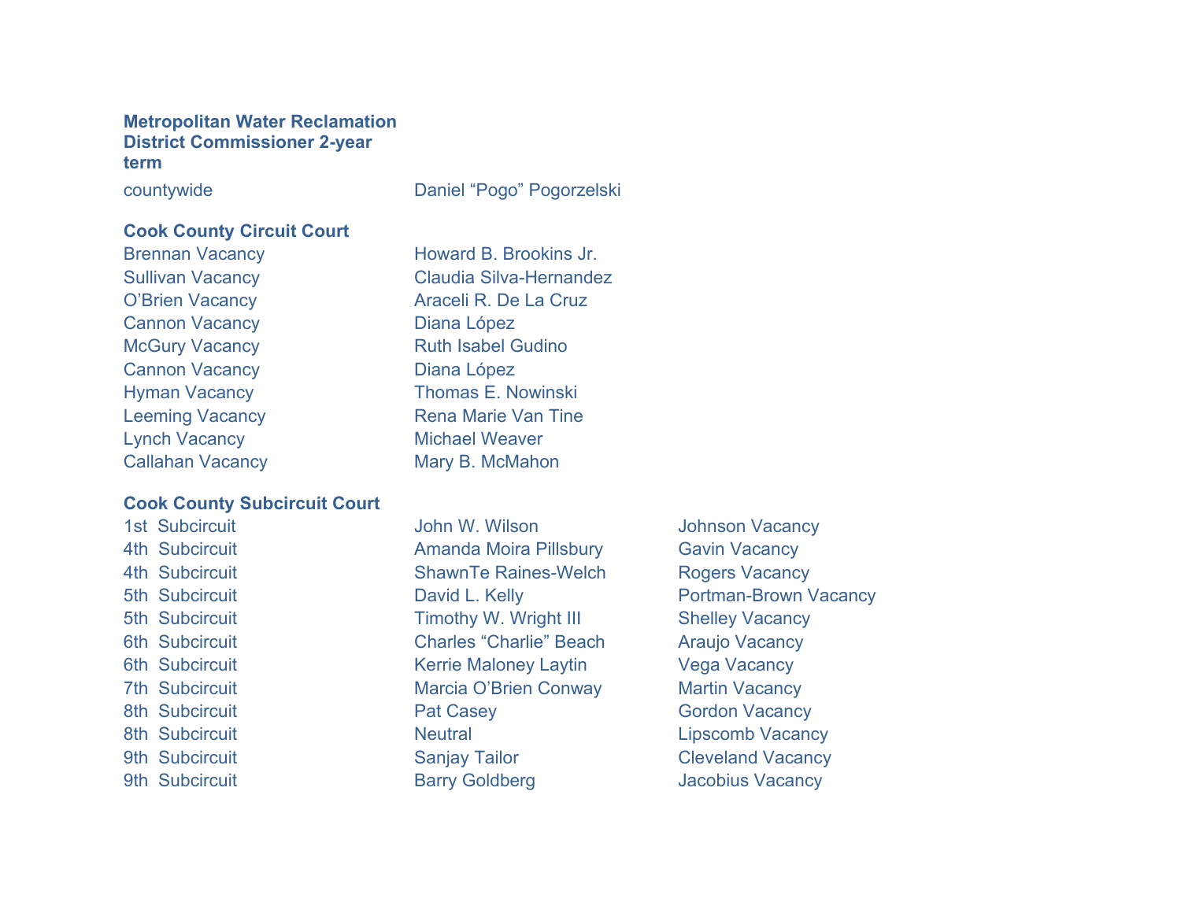**Metropolitan Water Reclamation District Commissioner 2-year term**

| | |
|---|---|
| countywide | Daniel “Pogo” Pogorzelski |

**Cook County Circuit Court**

| | |
|---|---|
| Brennan Vacancy | Howard B. Brookins Jr. |
| Sullivan Vacancy | Claudia Silva-Hernandez |
| O’Brien Vacancy | Araceli R. De La Cruz |
| Cannon Vacancy | Diana López |
| McGury Vacancy | Ruth Isabel Gudino |
| Cannon Vacancy | Diana López |
| Hyman Vacancy | Thomas E. Nowinski |
| Leeming Vacancy | Rena Marie Van Tine |
| Lynch Vacancy | Michael Weaver |
| Callahan Vacancy | Mary B. McMahon |

**Cook County Subcircuit Court**

| | | |
|---|---|---|
| 1st Subcircuit | John W. Wilson | Johnson Vacancy |
| 4th Subcircuit | Amanda Moira Pillsbury | Gavin Vacancy |
| 4th Subcircuit | ShawnTe Raines-Welch | Rogers Vacancy |
| 5th Subcircuit | David L. Kelly | Portman-Brown Vacancy |
| 5th Subcircuit | Timothy W. Wright III | Shelley Vacancy |
| 6th Subcircuit | Charles “Charlie” Beach | Araujo Vacancy |
| 6th Subcircuit | Kerrie Maloney Laytin | Vega Vacancy |
| 7th Subcircuit | Marcia O’Brien Conway | Martin Vacancy |
| 8th Subcircuit | Pat Casey | Gordon Vacancy |
| 8th Subcircuit | Neutral | Lipscomb Vacancy |
| 9th Subcircuit | Sanjay Tailor | Cleveland Vacancy |
| 9th Subcircuit | Barry Goldberg | Jacobius Vacancy |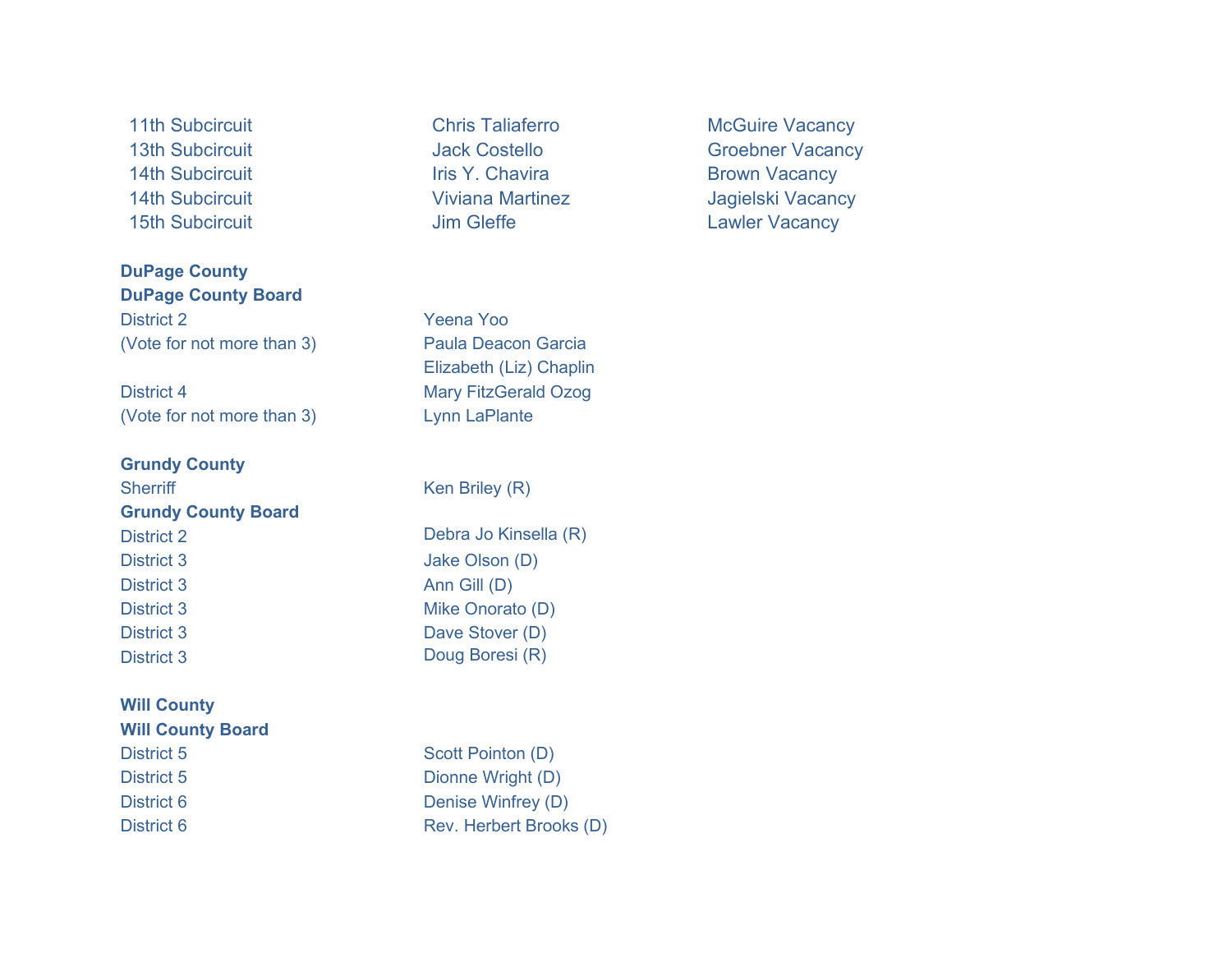| | | |
|---|---|---|
| 11th Subcircuit | Chris Taliaferro | McGuire Vacancy |
| 13th Subcircuit | Jack Costello | Groebner Vacancy |
| 14th Subcircuit | Iris Y. Chavira | Brown Vacancy |
| 14th Subcircuit | Viviana Martinez | Jagielski Vacancy |
| 15th Subcircuit | Jim Gleffe | Lawler Vacancy |

**DuPage County**

**DuPage County Board**

| | |
|---|---|
| District 2 | Yeena Yoo |
| (Vote for not more than 3) | Paula Deacon Garcia |
| | Elizabeth (Liz) Chaplin |
| District 4 | Mary FitzGerald Ozog |
| (Vote for not more than 3) | Lynn LaPlante |

**Grundy County**

| | |
|---|---|
| Sherriff | Ken Briley (R) |

**Grundy County Board**

| | |
|---|---|
| District 2 | Debra Jo Kinsella (R) |
| District 3 | Jake Olson (D) |
| District 3 | Ann Gill (D) |
| District 3 | Mike Onorato (D) |
| District 3 | Dave Stover (D) |
| District 3 | Doug Boresi (R) |

**Will County**

**Will County Board**

| | |
|---|---|
| District 5 | Scott Pointon (D) |
| District 5 | Dionne Wright (D) |
| District 6 | Denise Winfrey (D) |
| District 6 | Rev. Herbert Brooks (D) |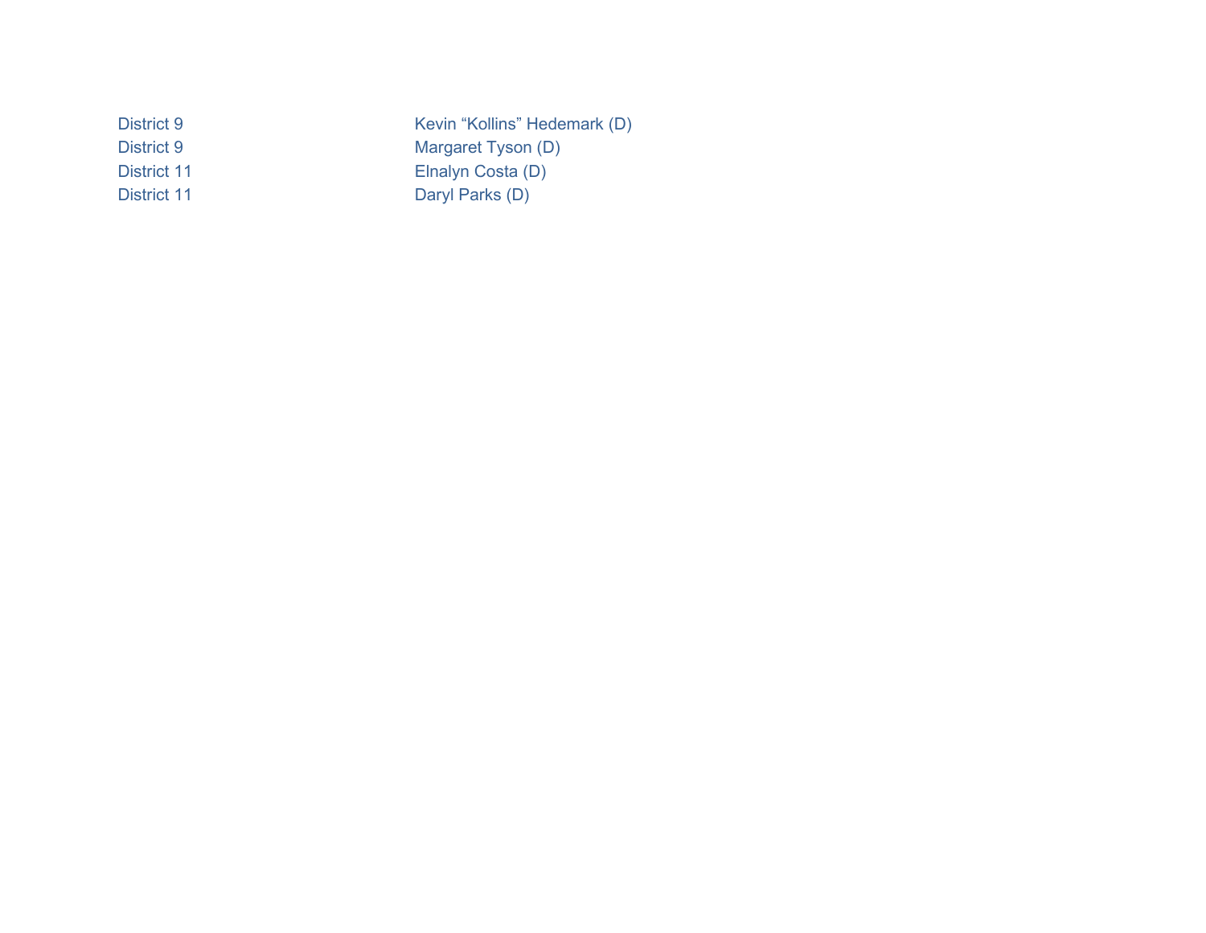| | |
|---|---|
| District 9 | Kevin “Kollins” Hedemark (D) |
| District 9 | Margaret Tyson (D) |
| District 11 | Elnalyn Costa (D) |
| District 11 | Daryl Parks (D) |